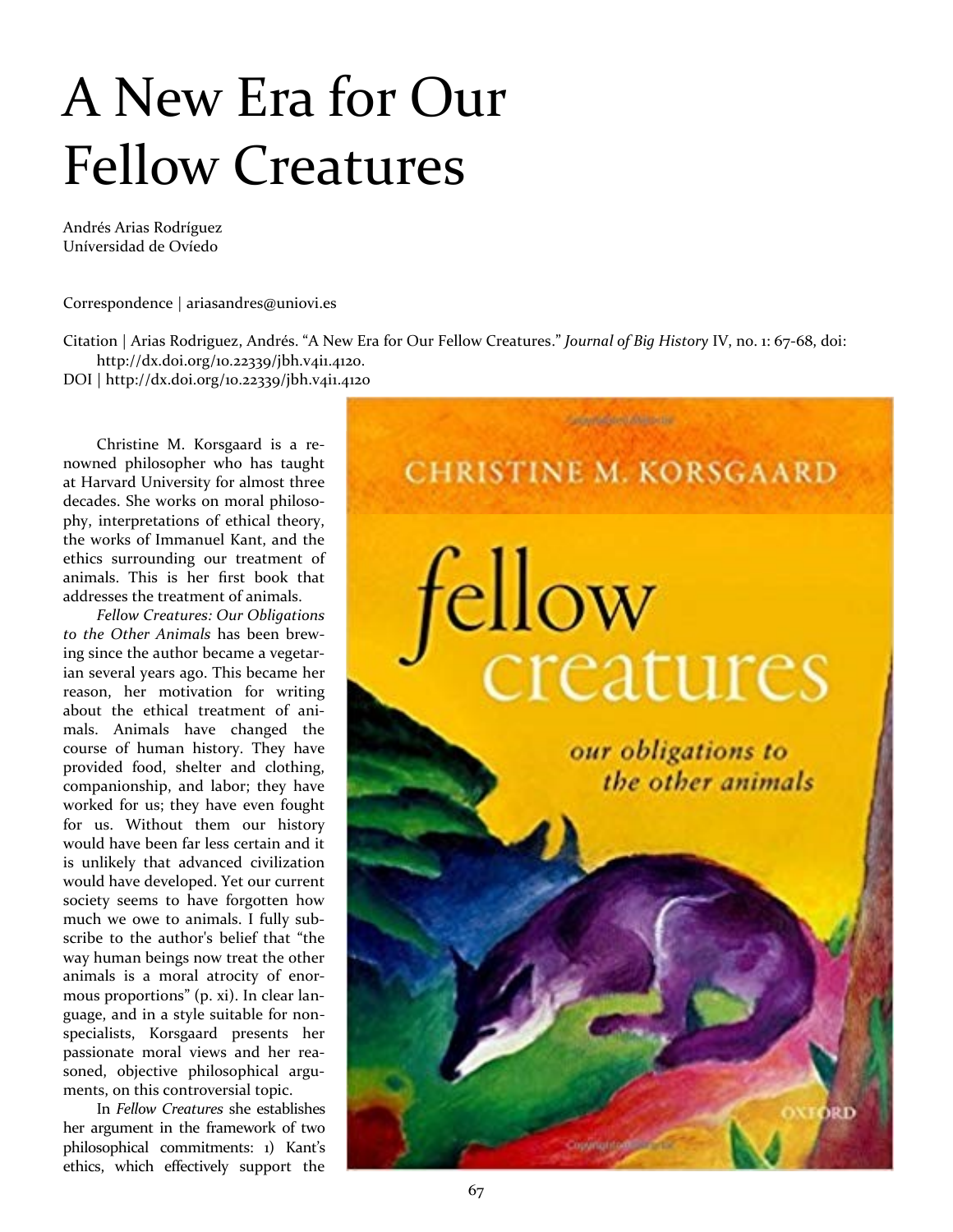# A New Era for Our Fellow Creatures

Andrés Arias Rodríguez
Univ́ersidad de Ovíedo

Correspondence | ariasandres@uniovi.es

Citation | Arias Rodriguez, Andrés. "A New Era for Our Fellow Creatures." *Journal of Big History* IV, no. 1: 67-68, doi: http://dx.doi.org/10.22339/jbh.v4i1.4120.
DOI | http://dx.doi.org/10.22339/jbh.v4i1.4120

Christine M. Korsgaard is a renowned philosopher who has taught at Harvard University for almost three decades. She works on moral philosophy, interpretations of ethical theory, the works of Immanuel Kant, and the ethics surrounding our treatment of animals. This is her first book that addresses the treatment of animals.

*Fellow Creatures: Our Obligations to the Other Animals* has been brewing since the author became a vegetarian several years ago. This became her reason, her motivation for writing about the ethical treatment of animals. Animals have changed the course of human history. They have provided food, shelter and clothing, companionship, and labor; they have worked for us; they have even fought for us. Without them our history would have been far less certain and it is unlikely that advanced civilization would have developed. Yet our current society seems to have forgotten how much we owe to animals. I fully subscribe to the author's belief that "the way human beings now treat the other animals is a moral atrocity of enormous proportions" (p. xi). In clear language, and in a style suitable for nonspecialists, Korsgaard presents her passionate moral views and her reasoned, objective philosophical arguments, on this controversial topic.

In *Fellow Creatures* she establishes her argument in the framework of two philosophical commitments: 1) Kant's ethics, which effectively support the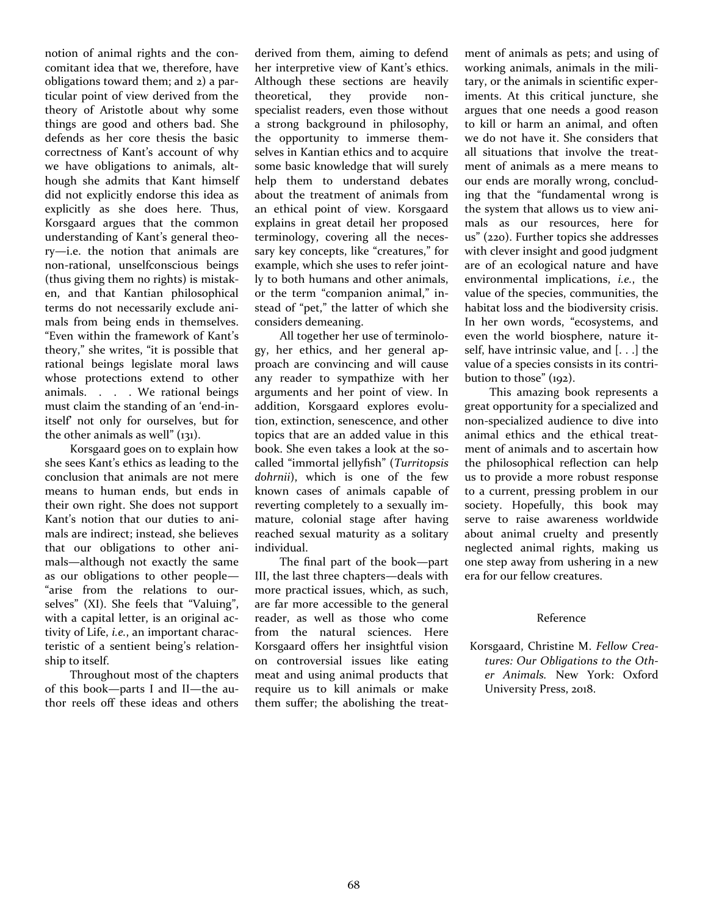notion of animal rights and the concomitant idea that we, therefore, have obligations toward them; and 2) a particular point of view derived from the theory of Aristotle about why some things are good and others bad. She defends as her core thesis the basic correctness of Kant's account of why we have obligations to animals, although she admits that Kant himself did not explicitly endorse this idea as explicitly as she does here. Thus, Korsgaard argues that the common understanding of Kant's general theory—i.e. the notion that animals are non-rational, unselfconscious beings (thus giving them no rights) is mistaken, and that Kantian philosophical terms do not necessarily exclude animals from being ends in themselves. "Even within the framework of Kant's theory," she writes, "it is possible that rational beings legislate moral laws whose protections extend to other animals. . . . We rational beings must claim the standing of an 'end-in-itself' not only for ourselves, but for the other animals as well" (131).

Korsgaard goes on to explain how she sees Kant's ethics as leading to the conclusion that animals are not mere means to human ends, but ends in their own right. She does not support Kant's notion that our duties to animals are indirect; instead, she believes that our obligations to other animals—although not exactly the same as our obligations to other people—"arise from the relations to ourselves" (XI). She feels that "Valuing", with a capital letter, is an original activity of Life, *i.e.*, an important characteristic of a sentient being's relationship to itself.

Throughout most of the chapters of this book—parts I and II—the author reels off these ideas and others derived from them, aiming to defend her interpretive view of Kant's ethics. Although these sections are heavily theoretical, they provide non-specialist readers, even those without a strong background in philosophy, the opportunity to immerse themselves in Kantian ethics and to acquire some basic knowledge that will surely help them to understand debates about the treatment of animals from an ethical point of view. Korsgaard explains in great detail her proposed terminology, covering all the necessary key concepts, like "creatures," for example, which she uses to refer jointly to both humans and other animals, or the term "companion animal," instead of "pet," the latter of which she considers demeaning.

All together her use of terminology, her ethics, and her general approach are convincing and will cause any reader to sympathize with her arguments and her point of view. In addition, Korsgaard explores evolution, extinction, senescence, and other topics that are an added value in this book. She even takes a look at the so-called "immortal jellyfish" (*Turritopsis dohrnii*), which is one of the few known cases of animals capable of reverting completely to a sexually immature, colonial stage after having reached sexual maturity as a solitary individual.

The final part of the book—part III, the last three chapters—deals with more practical issues, which, as such, are far more accessible to the general reader, as well as those who come from the natural sciences. Here Korsgaard offers her insightful vision on controversial issues like eating meat and using animal products that require us to kill animals or make them suffer; the abolishing the treatment of animals as pets; and using of working animals, animals in the military, or the animals in scientific experiments. At this critical juncture, she argues that one needs a good reason to kill or harm an animal, and often we do not have it. She considers that all situations that involve the treatment of animals as a mere means to our ends are morally wrong, concluding that the "fundamental wrong is the system that allows us to view animals as our resources, here for us" (220). Further topics she addresses with clever insight and good judgment are of an ecological nature and have environmental implications, *i.e.*, the value of the species, communities, the habitat loss and the biodiversity crisis. In her own words, "ecosystems, and even the world biosphere, nature itself, have intrinsic value, and [. . .] the value of a species consists in its contribution to those" (192).

This amazing book represents a great opportunity for a specialized and non-specialized audience to dive into animal ethics and the ethical treatment of animals and to ascertain how the philosophical reflection can help us to provide a more robust response to a current, pressing problem in our society. Hopefully, this book may serve to raise awareness worldwide about animal cruelty and presently neglected animal rights, making us one step away from ushering in a new era for our fellow creatures.

## Reference

Korsgaard, Christine M. *Fellow Creatures: Our Obligations to the Other Animals.* New York: Oxford University Press, 2018.